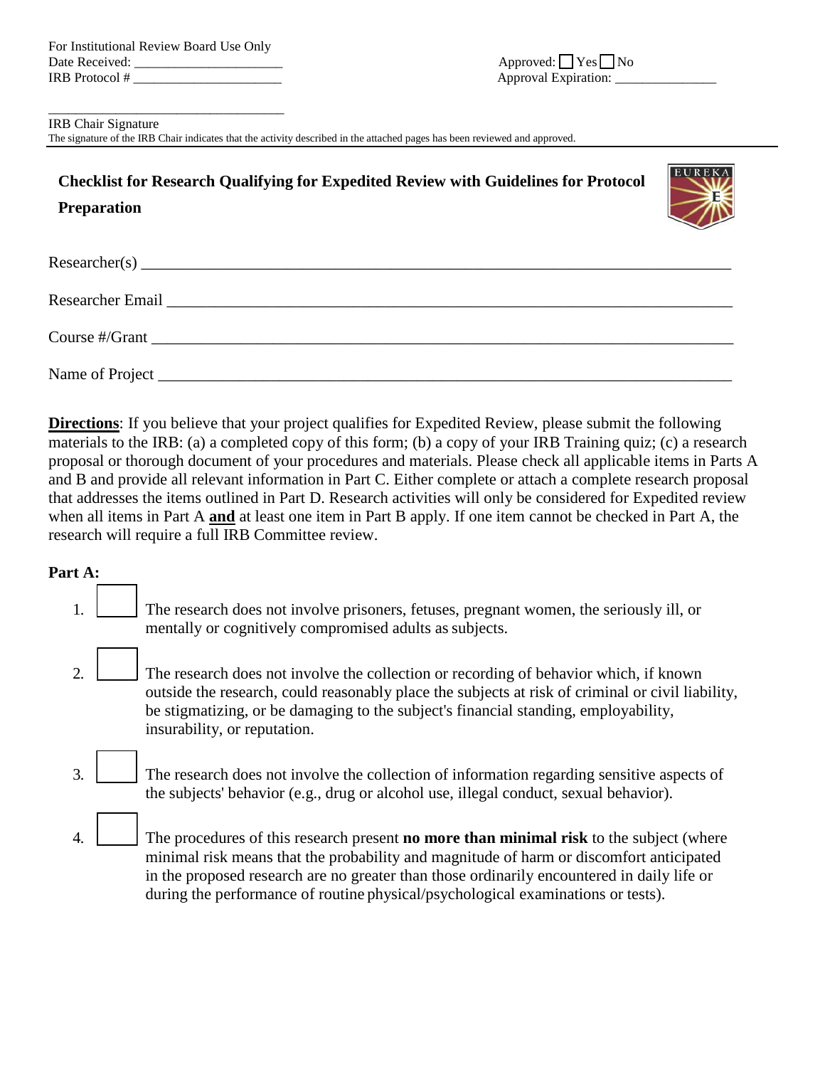For Institutional Review Board Use Only
Date Received: ______________________
IRB Protocol # ______________________

Approved: ☐ Yes ☐ No
Approval Expiration: _______________

___________________________________
IRB Chair Signature
The signature of the IRB Chair indicates that the activity described in the attached pages has been reviewed and approved.

## Checklist for Research Qualifying for Expedited Review with Guidelines for Protocol Preparation

Researcher(s) ______________________________________________________________________________

Researcher Email ___________________________________________________________________________

Course #/Grant _____________________________________________________________________________

Name of Project ____________________________________________________________________________

**Directions**: If you believe that your project qualifies for Expedited Review, please submit the following materials to the IRB: (a) a completed copy of this form; (b) a copy of your IRB Training quiz; (c) a research proposal or thorough document of your procedures and materials. Please check all applicable items in Parts A and B and provide all relevant information in Part C. Either complete or attach a complete research proposal that addresses the items outlined in Part D. Research activities will only be considered for Expedited review when all items in Part A **and** at least one item in Part B apply. If one item cannot be checked in Part A, the research will require a full IRB Committee review.

**Part A:**

1. ☐ The research does not involve prisoners, fetuses, pregnant women, the seriously ill, or mentally or cognitively compromised adults as subjects.

2. ☐ The research does not involve the collection or recording of behavior which, if known outside the research, could reasonably place the subjects at risk of criminal or civil liability, be stigmatizing, or be damaging to the subject's financial standing, employability, insurability, or reputation.

3. ☐ The research does not involve the collection of information regarding sensitive aspects of the subjects' behavior (e.g., drug or alcohol use, illegal conduct, sexual behavior).

4. ☐ The procedures of this research present **no more than minimal risk** to the subject (where minimal risk means that the probability and magnitude of harm or discomfort anticipated in the proposed research are no greater than those ordinarily encountered in daily life or during the performance of routine physical/psychological examinations or tests).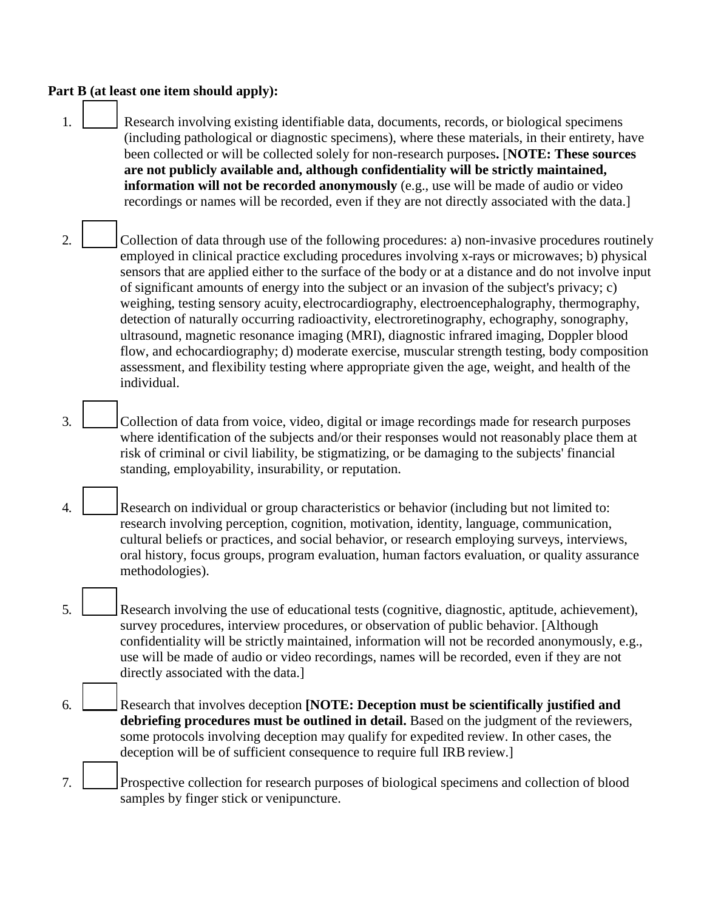**Part B (at least one item should apply):**

1. ☐ Research involving existing identifiable data, documents, records, or biological specimens (including pathological or diagnostic specimens), where these materials, in their entirety, have been collected or will be collected solely for non-research purposes**.** [**NOTE: These sources are not publicly available and, although confidentiality will be strictly maintained, information will not be recorded anonymously** (e.g., use will be made of audio or video recordings or names will be recorded, even if they are not directly associated with the data.]

2. ☐ Collection of data through use of the following procedures: a) non-invasive procedures routinely employed in clinical practice excluding procedures involving x-rays or microwaves; b) physical sensors that are applied either to the surface of the body or at a distance and do not involve input of significant amounts of energy into the subject or an invasion of the subject's privacy; c) weighing, testing sensory acuity, electrocardiography, electroencephalography, thermography, detection of naturally occurring radioactivity, electroretinography, echography, sonography, ultrasound, magnetic resonance imaging (MRI), diagnostic infrared imaging, Doppler blood flow, and echocardiography; d) moderate exercise, muscular strength testing, body composition assessment, and flexibility testing where appropriate given the age, weight, and health of the individual.

3. ☐ Collection of data from voice, video, digital or image recordings made for research purposes where identification of the subjects and/or their responses would not reasonably place them at risk of criminal or civil liability, be stigmatizing, or be damaging to the subjects' financial standing, employability, insurability, or reputation.

4. ☐ Research on individual or group characteristics or behavior (including but not limited to: research involving perception, cognition, motivation, identity, language, communication, cultural beliefs or practices, and social behavior, or research employing surveys, interviews, oral history, focus groups, program evaluation, human factors evaluation, or quality assurance methodologies).

5. ☐ Research involving the use of educational tests (cognitive, diagnostic, aptitude, achievement), survey procedures, interview procedures, or observation of public behavior. [Although confidentiality will be strictly maintained, information will not be recorded anonymously, e.g., use will be made of audio or video recordings, names will be recorded, even if they are not directly associated with the data.]

6. ☐ Research that involves deception **[NOTE: Deception must be scientifically justified and debriefing procedures must be outlined in detail.** Based on the judgment of the reviewers, some protocols involving deception may qualify for expedited review. In other cases, the deception will be of sufficient consequence to require full IRB review.]

7. ☐ Prospective collection for research purposes of biological specimens and collection of blood samples by finger stick or venipuncture.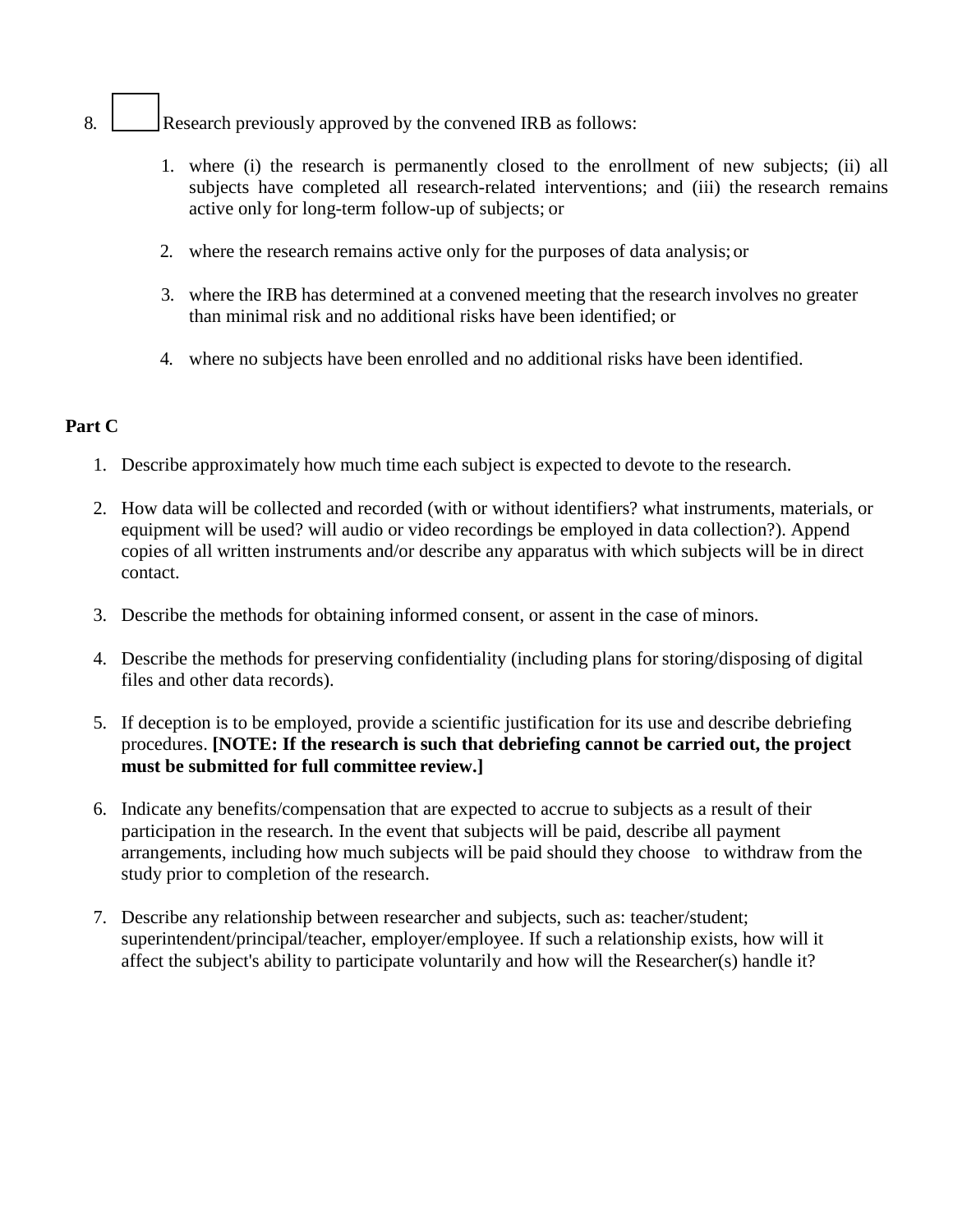8. ☐ Research previously approved by the convened IRB as follows:

    1. where (i) the research is permanently closed to the enrollment of new subjects; (ii) all subjects have completed all research-related interventions; and (iii) the research remains active only for long-term follow-up of subjects; or

    2. where the research remains active only for the purposes of data analysis; or

    3. where the IRB has determined at a convened meeting that the research involves no greater than minimal risk and no additional risks have been identified; or

    4. where no subjects have been enrolled and no additional risks have been identified.

**Part C**

1. Describe approximately how much time each subject is expected to devote to the research.

2. How data will be collected and recorded (with or without identifiers? what instruments, materials, or equipment will be used? will audio or video recordings be employed in data collection?). Append copies of all written instruments and/or describe any apparatus with which subjects will be in direct contact.

3. Describe the methods for obtaining informed consent, or assent in the case of minors.

4. Describe the methods for preserving confidentiality (including plans for storing/disposing of digital files and other data records).

5. If deception is to be employed, provide a scientific justification for its use and describe debriefing procedures. **[NOTE: If the research is such that debriefing cannot be carried out, the project must be submitted for full committee review.]**

6. Indicate any benefits/compensation that are expected to accrue to subjects as a result of their participation in the research. In the event that subjects will be paid, describe all payment arrangements, including how much subjects will be paid should they choose to withdraw from the study prior to completion of the research.

7. Describe any relationship between researcher and subjects, such as: teacher/student; superintendent/principal/teacher, employer/employee. If such a relationship exists, how will it affect the subject's ability to participate voluntarily and how will the Researcher(s) handle it?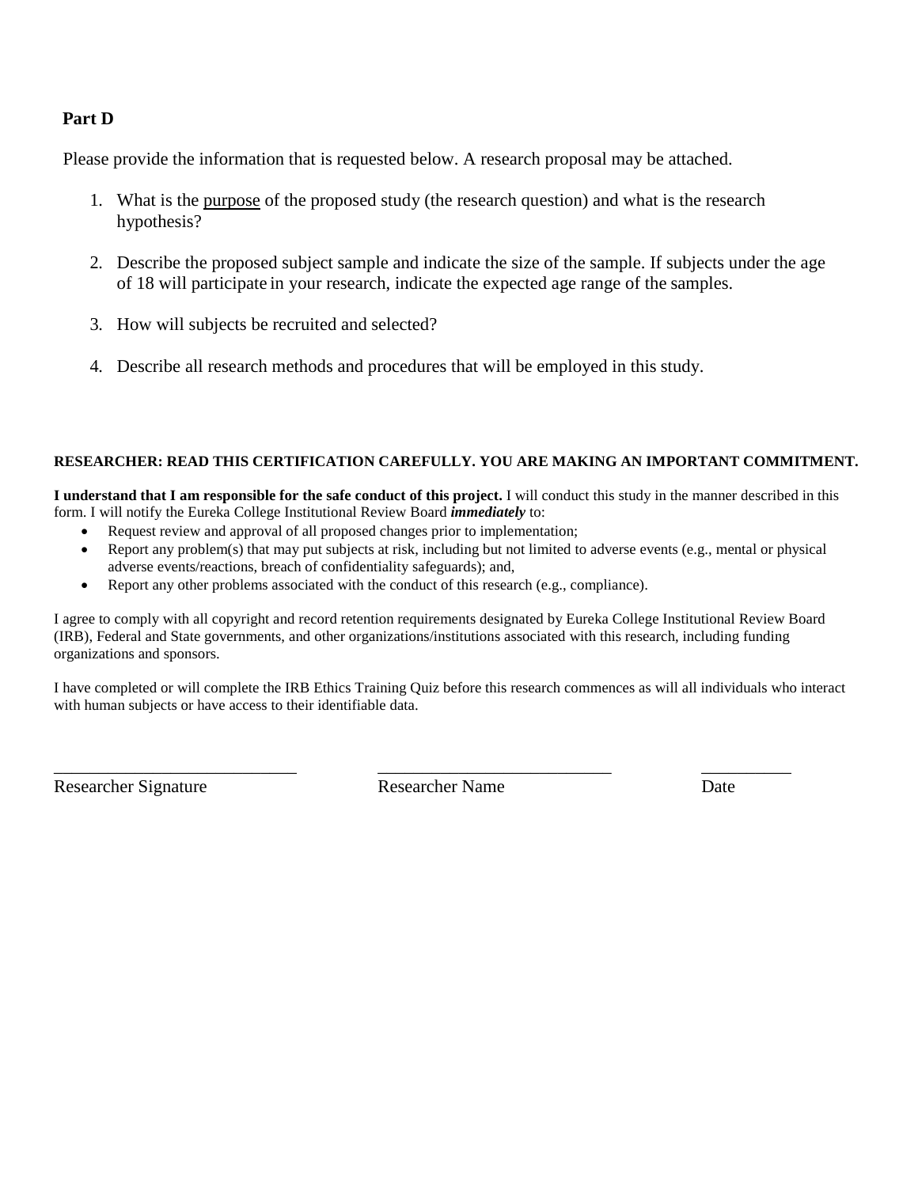**Part D**

Please provide the information that is requested below. A research proposal may be attached.

1. What is the <u>purpose</u> of the proposed study (the research question) and what is the research hypothesis?

2. Describe the proposed subject sample and indicate the size of the sample. If subjects under the age of 18 will participate in your research, indicate the expected age range of the samples.

3. How will subjects be recruited and selected?

4. Describe all research methods and procedures that will be employed in this study.

**RESEARCHER: READ THIS CERTIFICATION CAREFULLY. YOU ARE MAKING AN IMPORTANT COMMITMENT.**

**I understand that I am responsible for the safe conduct of this project.** I will conduct this study in the manner described in this form. I will notify the Eureka College Institutional Review Board ***immediately*** to:

- Request review and approval of all proposed changes prior to implementation;
- Report any problem(s) that may put subjects at risk, including but not limited to adverse events (e.g., mental or physical adverse events/reactions, breach of confidentiality safeguards); and,
- Report any other problems associated with the conduct of this research (e.g., compliance).

I agree to comply with all copyright and record retention requirements designated by Eureka College Institutional Review Board (IRB), Federal and State governments, and other organizations/institutions associated with this research, including funding organizations and sponsors.

I have completed or will complete the IRB Ethics Training Quiz before this research commences as will all individuals who interact with human subjects or have access to their identifiable data.

\_\_\_\_\_\_\_\_\_\_\_\_\_\_\_\_\_\_\_\_\_\_\_\_\_\_\_ \_\_\_\_\_\_\_\_\_\_\_\_\_\_\_\_\_\_\_\_\_\_\_\_\_\_ \_\_\_\_\_\_\_\_\_\_

Researcher Signature    Researcher Name    Date